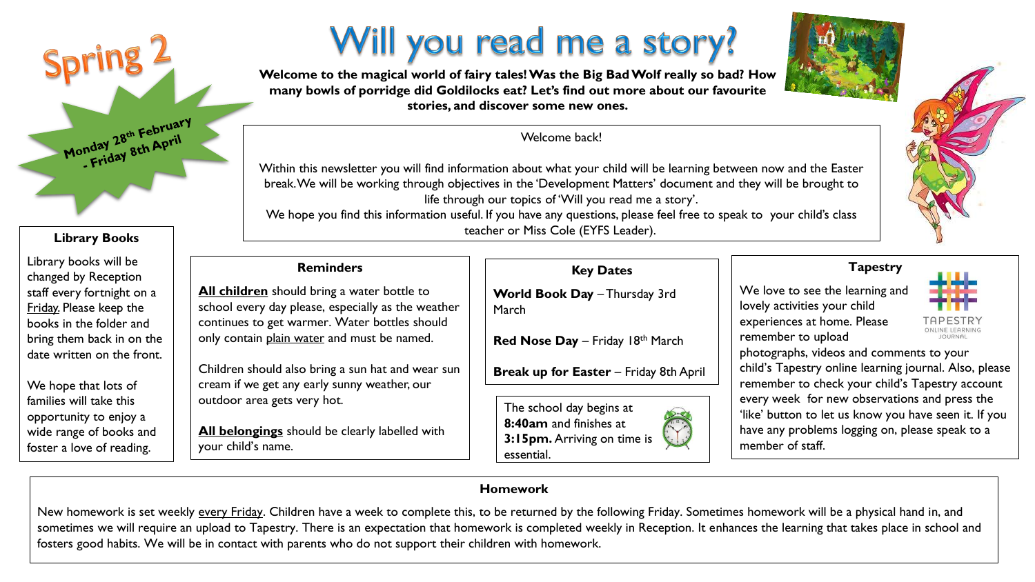# Will you read me a story?

Spring 2

Monday 28th February - Friday 8th April

**Welcome to the magical world of fairy tales! Was the Big Bad Wolf really so bad? How many bowls of porridge did Goldilocks eat? Let's find out more about our favourite stories, and discover some new ones.**

Welcome back!

Within this newsletter you will find information about what your child will be learning between now and the Easter break. We will be working through objectives in the 'Development Matters' document and they will be brought to life through our topics of 'Will you read me a story'.

We hope you find this information useful. If you have any questions, please feel free to speak to your child's class teacher or Miss Cole (EYFS Leader).

### Library Books

Library books will be changed by Reception staff every fortnight on a Friday. Please keep the books in the folder and bring them back in on the date written on the front.

We hope that lots of families will take this opportunity to enjoy a wide range of books and foster a love of reading.

### Reminders

**All children** should bring a water bottle to school every day please, especially as the weather continues to get warmer. Water bottles should only contain plain water and must be named.

Children should also bring a sun hat and wear sun cream if we get any early sunny weather, our outdoor area gets very hot.

**All belongings** should be clearly labelled with your child's name.

### Key Dates

**World Book Day** – Thursday 3rd March

**Red Nose Day** – Friday 18th March

**Break up for Easter** – Friday 8th April

The school day begins at **8:40am** and finishes at **3:15pm.** Arriving on time is essential.

### Tapestry

We love to see the learning and lovely activities your child experiences at home. Please remember to upload photographs, videos and comments to your child's Tapestry online learning journal. Also, please remember to check your child's Tapestry account every week for new observations and press the 'like' button to let us know you have seen it. If you have any problems logging on, please speak to a member of staff.

### Homework

New homework is set weekly every Friday. Children have a week to complete this, to be returned by the following Friday. Sometimes homework will be a physical hand in, and sometimes we will require an upload to Tapestry. There is an expectation that homework is completed weekly in Reception. It enhances the learning that takes place in school and fosters good habits. We will be in contact with parents who do not support their children with homework.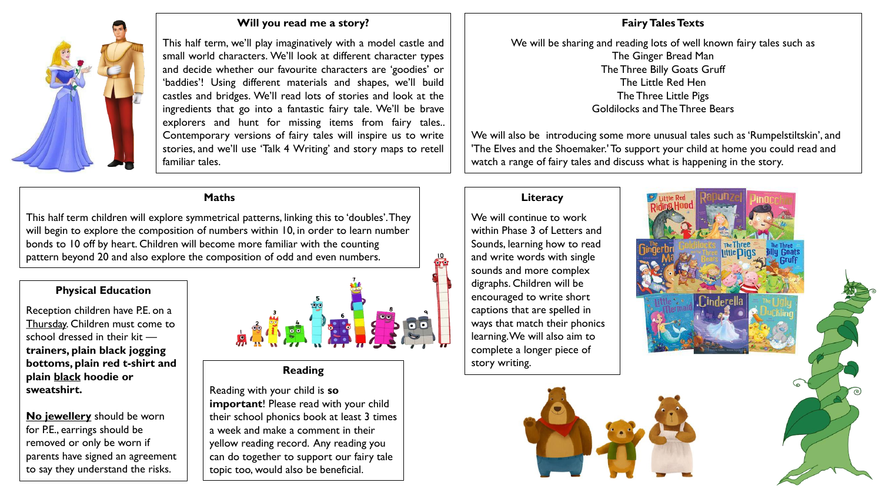## Will you read me a story?

This half term, we'll play imaginatively with a model castle and small world characters. We'll look at different character types and decide whether our favourite characters are 'goodies' or 'baddies'! Using different materials and shapes, we'll build castles and bridges. We'll read lots of stories and look at the ingredients that go into a fantastic fairy tale. We'll be brave explorers and hunt for missing items from fairy tales.. Contemporary versions of fairy tales will inspire us to write stories, and we'll use 'Talk 4 Writing' and story maps to retell familiar tales.

## Fairy Tales Texts

We will be sharing and reading lots of well known fairy tales such as
The Ginger Bread Man
The Three Billy Goats Gruff
The Little Red Hen
The Three Little Pigs
Goldilocks and The Three Bears

We will also be introducing some more unusual tales such as 'Rumpelstiltskin', and 'The Elves and the Shoemaker.' To support your child at home you could read and watch a range of fairy tales and discuss what is happening in the story.

## Maths

This half term children will explore symmetrical patterns, linking this to 'doubles'. They will begin to explore the composition of numbers within 10, in order to learn number bonds to 10 off by heart. Children will become more familiar with the counting pattern beyond 20 and also explore the composition of odd and even numbers.

## Literacy

We will continue to work within Phase 3 of Letters and Sounds, learning how to read and write words with single sounds and more complex digraphs. Children will be encouraged to write short captions that are spelled in ways that match their phonics learning. We will also aim to complete a longer piece of story writing.

## Physical Education

Reception children have P.E. on a Thursday. Children must come to school dressed in their kit — **trainers, plain black jogging bottoms, plain red t-shirt and plain black hoodie or sweatshirt.**

**No jewellery** should be worn for P.E., earrings should be removed or only be worn if parents have signed an agreement to say they understand the risks.

## Reading

Reading with your child is **so important**! Please read with your child their school phonics book at least 3 times a week and make a comment in their yellow reading record. Any reading you can do together to support our fairy tale topic too, would also be beneficial.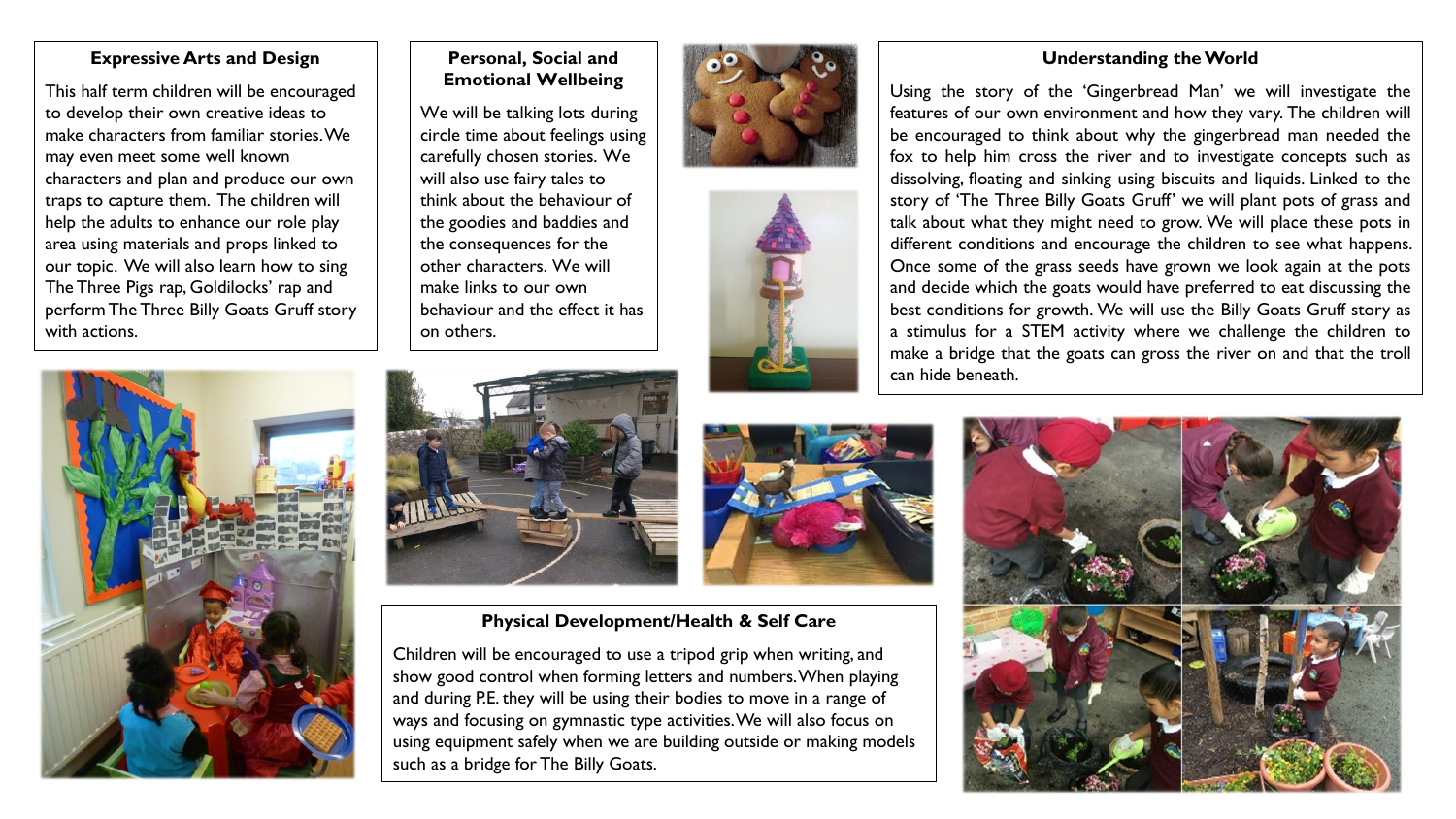## Expressive Arts and Design

This half term children will be encouraged to develop their own creative ideas to make characters from familiar stories. We may even meet some well known characters and plan and produce our own traps to capture them. The children will help the adults to enhance our role play area using materials and props linked to our topic. We will also learn how to sing The Three Pigs rap, Goldilocks' rap and perform The Three Billy Goats Gruff story with actions.

## Personal, Social and Emotional Wellbeing

We will be talking lots during circle time about feelings using carefully chosen stories. We will also use fairy tales to think about the behaviour of the goodies and baddies and the consequences for the other characters. We will make links to our own behaviour and the effect it has on others.

## Understanding the World

Using the story of the 'Gingerbread Man' we will investigate the features of our own environment and how they vary. The children will be encouraged to think about why the gingerbread man needed the fox to help him cross the river and to investigate concepts such as dissolving, floating and sinking using biscuits and liquids. Linked to the story of 'The Three Billy Goats Gruff' we will plant pots of grass and talk about what they might need to grow. We will place these pots in different conditions and encourage the children to see what happens. Once some of the grass seeds have grown we look again at the pots and decide which the goats would have preferred to eat discussing the best conditions for growth. We will use the Billy Goats Gruff story as a stimulus for a STEM activity where we challenge the children to make a bridge that the goats can gross the river on and that the troll can hide beneath.

## Physical Development/Health & Self Care

Children will be encouraged to use a tripod grip when writing, and show good control when forming letters and numbers. When playing and during P.E. they will be using their bodies to move in a range of ways and focusing on gymnastic type activities. We will also focus on using equipment safely when we are building outside or making models such as a bridge for The Billy Goats.